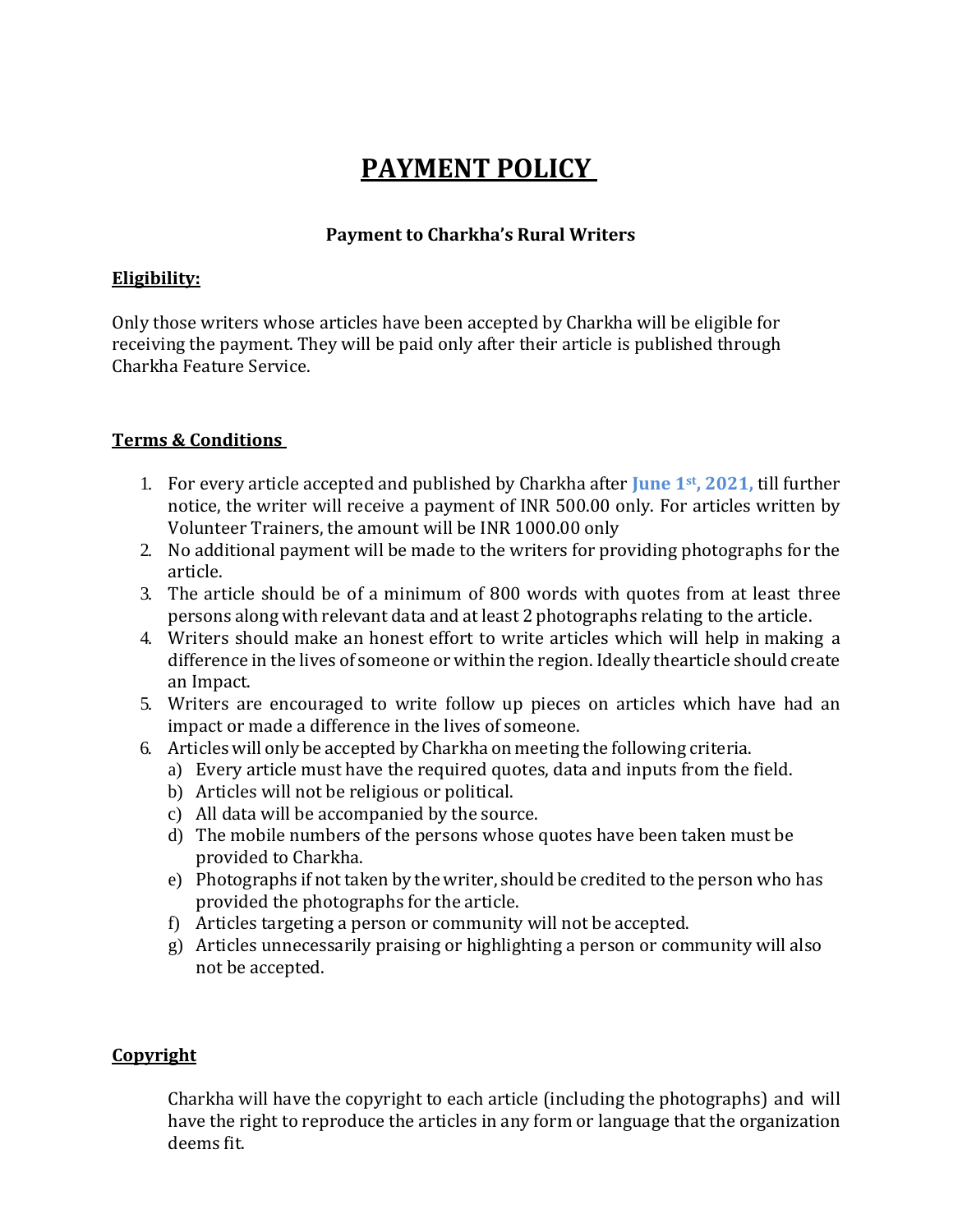# PAYMENT POLICY

### Payment to Charkha's Rural Writers

**Eligibility:**

Only those writers whose articles have been accepted by Charkha will be eligible for receiving the payment. They will be paid only after their article is published through Charkha Feature Service.

**Terms & Conditions**

1. For every article accepted and published by Charkha after **June 1st, 2021,** till further notice, the writer will receive a payment of INR 500.00 only. For articles written by Volunteer Trainers, the amount will be INR 1000.00 only
2. No additional payment will be made to the writers for providing photographs for the article.
3. The article should be of a minimum of 800 words with quotes from at least three persons along with relevant data and at least 2 photographs relating to the article.
4. Writers should make an honest effort to write articles which will help in making a difference in the lives of someone or within the region. Ideally thearticle should create an Impact.
5. Writers are encouraged to write follow up pieces on articles which have had an impact or made a difference in the lives of someone.
6. Articles will only be accepted by Charkha on meeting the following criteria.
   a) Every article must have the required quotes, data and inputs from the field.
   b) Articles will not be religious or political.
   c) All data will be accompanied by the source.
   d) The mobile numbers of the persons whose quotes have been taken must be provided to Charkha.
   e) Photographs if not taken by the writer, should be credited to the person who has provided the photographs for the article.
   f) Articles targeting a person or community will not be accepted.
   g) Articles unnecessarily praising or highlighting a person or community will also not be accepted.

**Copyright**

Charkha will have the copyright to each article (including the photographs) and will have the right to reproduce the articles in any form or language that the organization deems fit.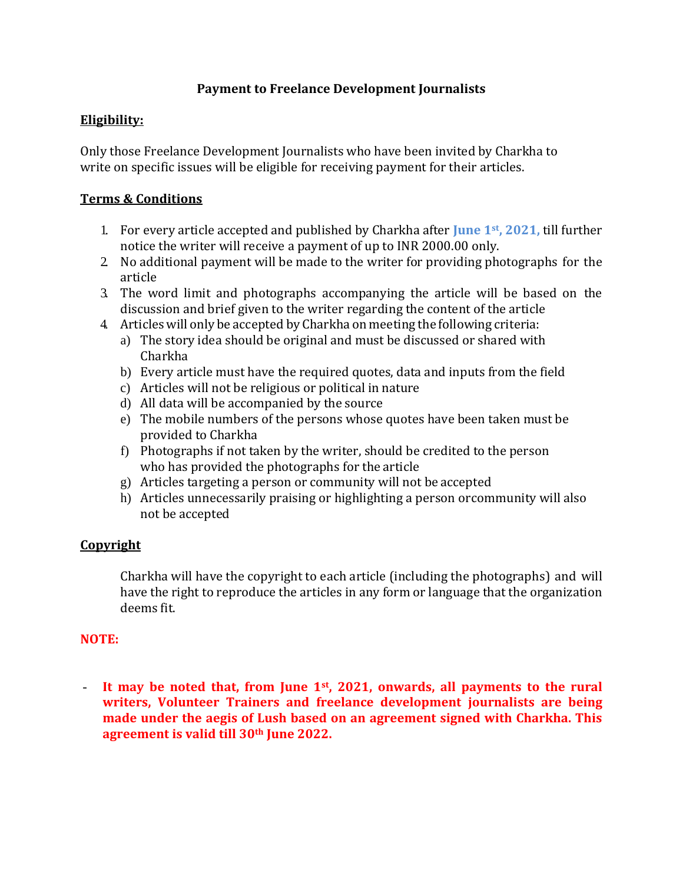# Payment to Freelance Development Journalists

## Eligibility:

Only those Freelance Development Journalists who have been invited by Charkha to write on specific issues will be eligible for receiving payment for their articles.

## Terms & Conditions

1. For every article accepted and published by Charkha after **June 1st, 2021,** till further notice the writer will receive a payment of up to INR 2000.00 only.
2. No additional payment will be made to the writer for providing photographs for the article
3. The word limit and photographs accompanying the article will be based on the discussion and brief given to the writer regarding the content of the article
4. Articles will only be accepted by Charkha on meeting the following criteria:
   a) The story idea should be original and must be discussed or shared with Charkha
   b) Every article must have the required quotes, data and inputs from the field
   c) Articles will not be religious or political in nature
   d) All data will be accompanied by the source
   e) The mobile numbers of the persons whose quotes have been taken must be provided to Charkha
   f) Photographs if not taken by the writer, should be credited to the person who has provided the photographs for the article
   g) Articles targeting a person or community will not be accepted
   h) Articles unnecessarily praising or highlighting a person orcommunity will also not be accepted

## Copyright

Charkha will have the copyright to each article (including the photographs) and will have the right to reproduce the articles in any form or language that the organization deems fit.

**NOTE:**

- **It may be noted that, from June 1st, 2021, onwards, all payments to the rural writers, Volunteer Trainers and freelance development journalists are being made under the aegis of Lush based on an agreement signed with Charkha. This agreement is valid till 30th June 2022.**